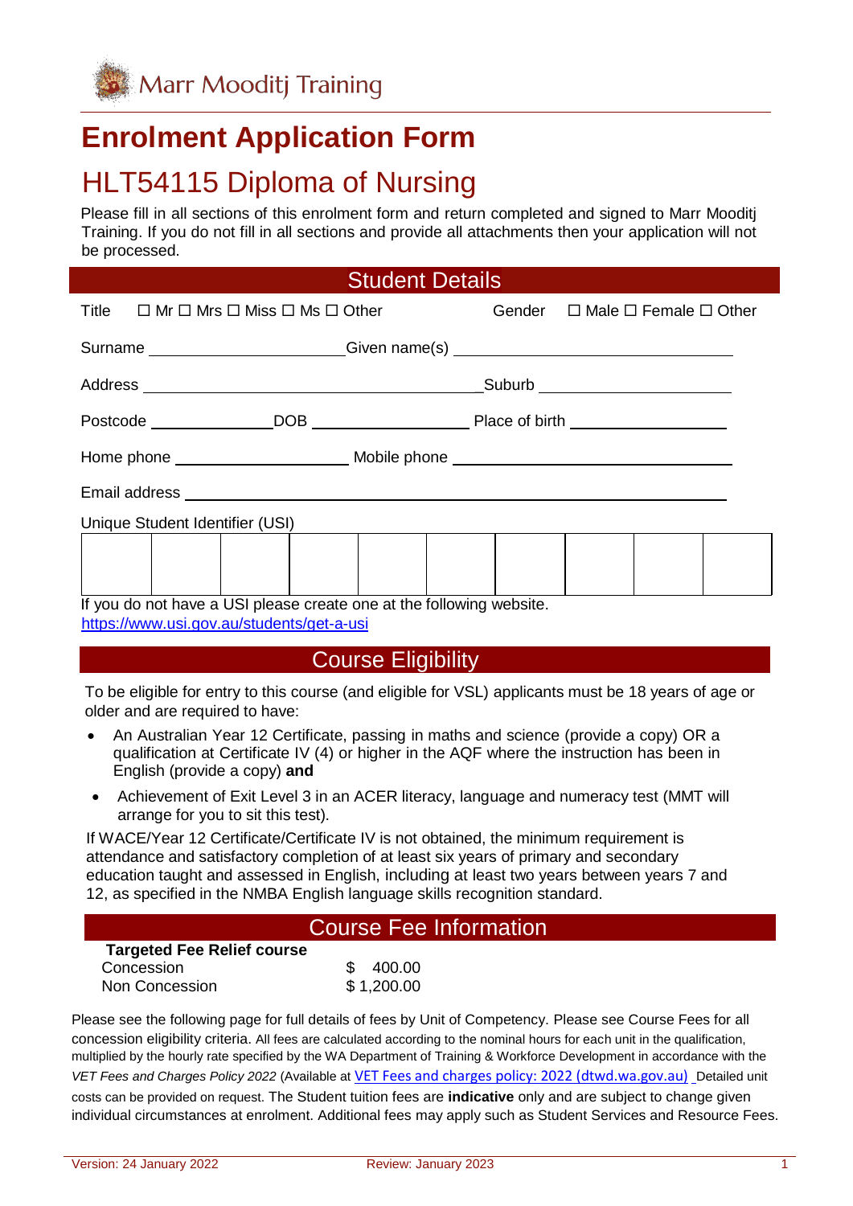Marr Mooditj Training

# Enrolment Application Form

## HLT54115 Diploma of Nursing

Please fill in all sections of this enrolment form and return completed and signed to Marr Mooditj Training. If you do not fill in all sections and provide all attachments then your application will not be processed.

## Student Details

Title ☐ Mr ☐ Mrs ☐ Miss ☐ Ms ☐ Other Gender ☐ Male ☐ Female ☐ Other

Surname ______________________ Given name(s) ______________________________

Address ______________________________________ Suburb ______________________

Postcode ______________ DOB __________________ Place of birth _________________

Home phone ____________________ Mobile phone _______________________________

Email address ______________________________________________________________

Unique Student Identifier (USI)

| | | | | | | | | | |
|---|---|---|---|---|---|---|---|---|---|
| | | | | | | | | | |

If you do not have a USI please create one at the following website.
https://www.usi.gov.au/students/get-a-usi

## Course Eligibility

To be eligible for entry to this course (and eligible for VSL) applicants must be 18 years of age or older and are required to have:

- An Australian Year 12 Certificate, passing in maths and science (provide a copy) OR a qualification at Certificate IV (4) or higher in the AQF where the instruction has been in English (provide a copy) **and**
- Achievement of Exit Level 3 in an ACER literacy, language and numeracy test (MMT will arrange for you to sit this test).

If WACE/Year 12 Certificate/Certificate IV is not obtained, the minimum requirement is attendance and satisfactory completion of at least six years of primary and secondary education taught and assessed in English, including at least two years between years 7 and 12, as specified in the NMBA English language skills recognition standard.

## Course Fee Information

**Targeted Fee Relief course**

| | |
|---|---|
| Concession | $ 400.00 |
| Non Concession | $ 1,200.00 |

Please see the following page for full details of fees by Unit of Competency. Please see Course Fees for all concession eligibility criteria. All fees are calculated according to the nominal hours for each unit in the qualification, multiplied by the hourly rate specified by the WA Department of Training & Workforce Development in accordance with the *VET Fees and Charges Policy 2022* (Available at VET Fees and charges policy: 2022 (dtwd.wa.gov.au) Detailed unit costs can be provided on request. The Student tuition fees are **indicative** only and are subject to change given individual circumstances at enrolment. Additional fees may apply such as Student Services and Resource Fees.

Version: 24 January 2022 Review: January 2023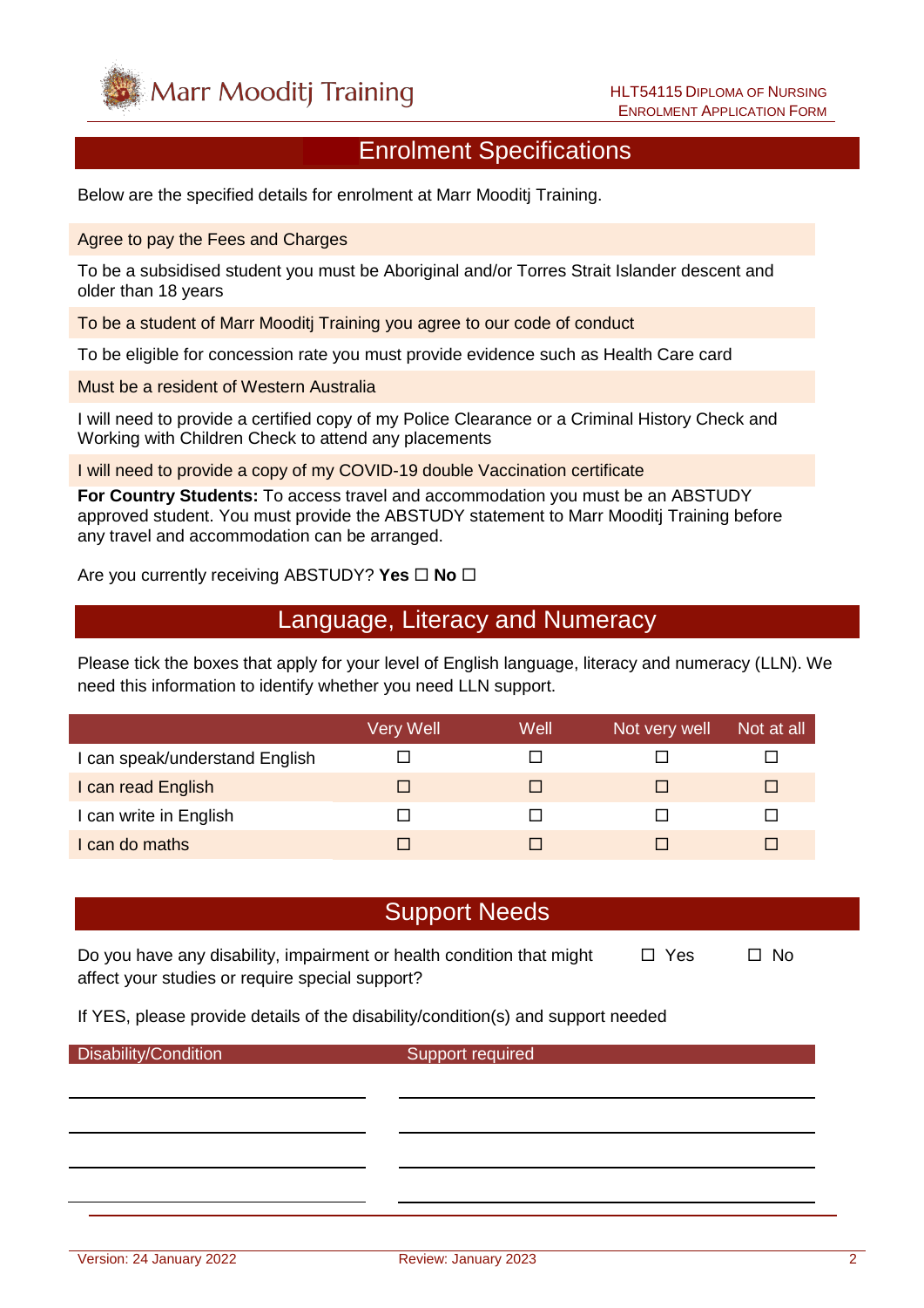## Enrolment Specifications

Below are the specified details for enrolment at Marr Mooditj Training.

Agree to pay the Fees and Charges

To be a subsidised student you must be Aboriginal and/or Torres Strait Islander descent and older than 18 years

To be a student of Marr Mooditj Training you agree to our code of conduct

To be eligible for concession rate you must provide evidence such as Health Care card

Must be a resident of Western Australia

I will need to provide a certified copy of my Police Clearance or a Criminal History Check and Working with Children Check to attend any placements

I will need to provide a copy of my COVID-19 double Vaccination certificate

**For Country Students:** To access travel and accommodation you must be an ABSTUDY approved student. You must provide the ABSTUDY statement to Marr Mooditj Training before any travel and accommodation can be arranged.

Are you currently receiving ABSTUDY? **Yes** ☐ **No** ☐

## Language, Literacy and Numeracy

Please tick the boxes that apply for your level of English language, literacy and numeracy (LLN). We need this information to identify whether you need LLN support.

| | Very Well | Well | Not very well | Not at all |
|---|---|---|---|---|
| I can speak/understand English | ☐ | ☐ | ☐ | ☐ |
| I can read English | ☐ | ☐ | ☐ | ☐ |
| I can write in English | ☐ | ☐ | ☐ | ☐ |
| I can do maths | ☐ | ☐ | ☐ | ☐ |

## Support Needs

Do you have any disability, impairment or health condition that might affect your studies or require special support? ☐ Yes ☐ No

If YES, please provide details of the disability/condition(s) and support needed

| Disability/Condition | Support required |
|---|---|
| | |
| | |
| | |
| | |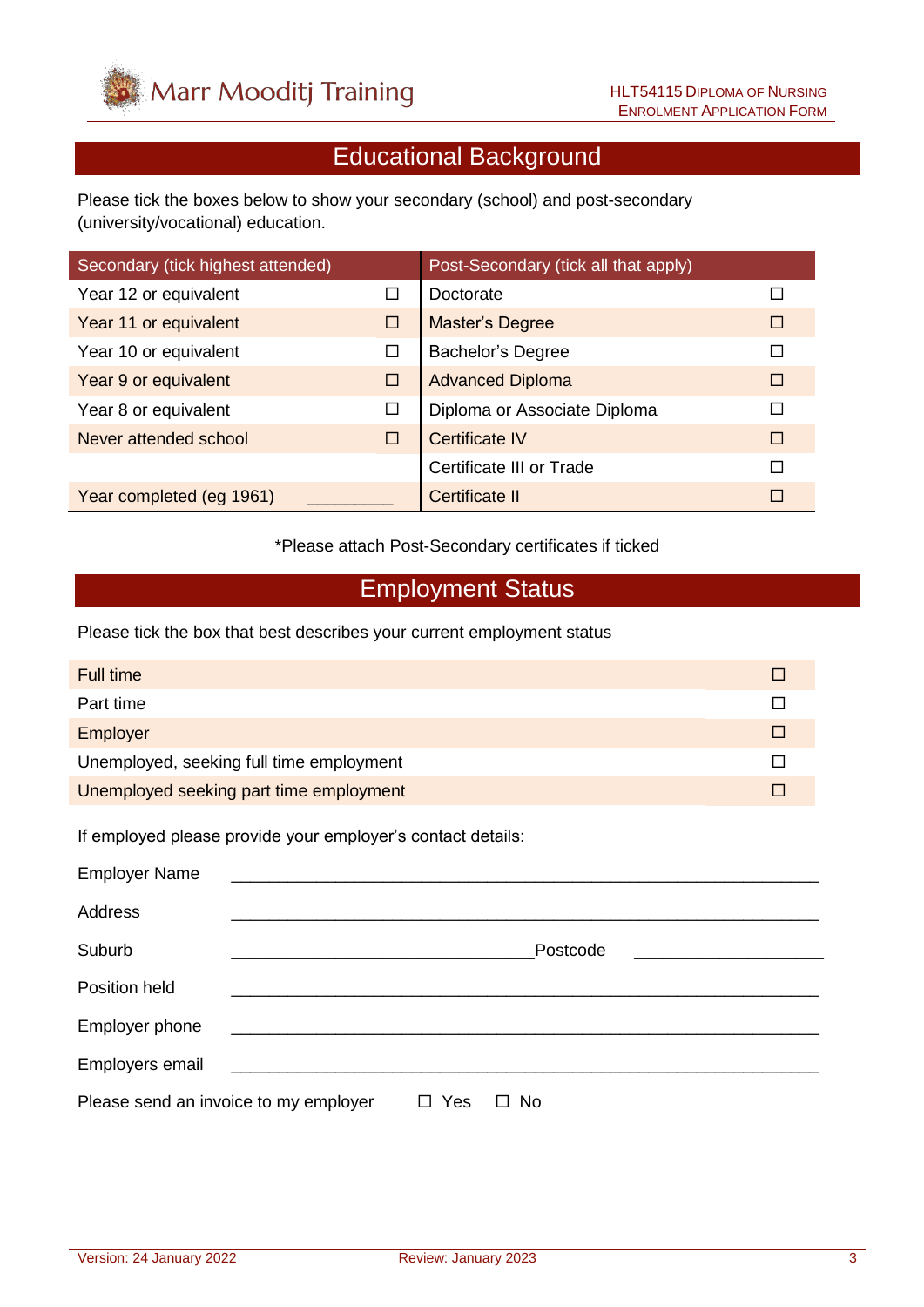## Educational Background

Please tick the boxes below to show your secondary (school) and post-secondary (university/vocational) education.

| Secondary (tick highest attended) | | Post-Secondary (tick all that apply) | |
|---|---|---|---|
| Year 12 or equivalent | ☐ | Doctorate | ☐ |
| Year 11 or equivalent | ☐ | Master's Degree | ☐ |
| Year 10 or equivalent | ☐ | Bachelor's Degree | ☐ |
| Year 9 or equivalent | ☐ | Advanced Diploma | ☐ |
| Year 8 or equivalent | ☐ | Diploma or Associate Diploma | ☐ |
| Never attended school | ☐ | Certificate IV | ☐ |
| | | Certificate III or Trade | ☐ |
| Year completed (eg 1961) | __________ | Certificate II | ☐ |

*Please attach Post-Secondary certificates if ticked

## Employment Status

Please tick the box that best describes your current employment status

| | |
|---|---|
| Full time | ☐ |
| Part time | ☐ |
| Employer | ☐ |
| Unemployed, seeking full time employment | ☐ |
| Unemployed seeking part time employment | ☐ |

If employed please provide your employer's contact details:

Employer Name ____________________________________________________________

Address ____________________________________________________________

Suburb ________________________________ Postcode ____________________

Position held ____________________________________________________________

Employer phone ____________________________________________________________

Employers email ____________________________________________________________

Please send an invoice to my employer ☐ Yes ☐ No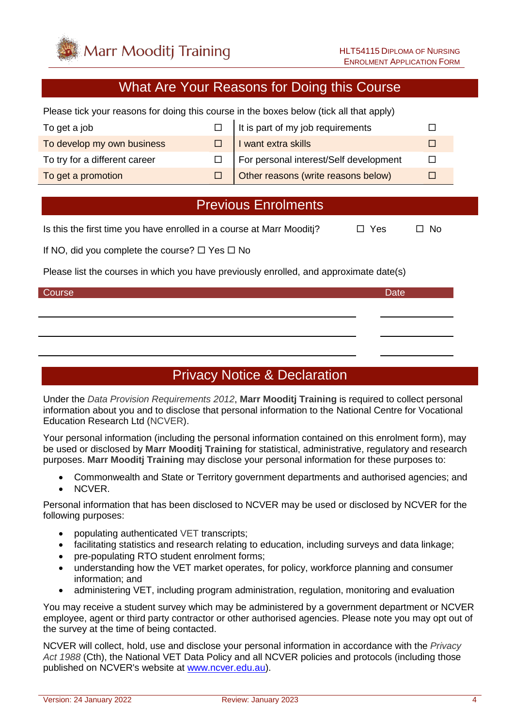## What Are Your Reasons for Doing this Course

Please tick your reasons for doing this course in the boxes below (tick all that apply)

| | | | |
|---|---|---|---|
| To get a job | ☐ | It is part of my job requirements | ☐ |
| To develop my own business | ☐ | I want extra skills | ☐ |
| To try for a different career | ☐ | For personal interest/Self development | ☐ |
| To get a promotion | ☐ | Other reasons (write reasons below) | ☐ |

## Previous Enrolments

Is this the first time you have enrolled in a course at Marr Mooditj? ☐ Yes ☐ No

If NO, did you complete the course? ☐ Yes ☐ No

Please list the courses in which you have previously enrolled, and approximate date(s)

| Course | Date |
|---|---|
| | |
| | |
| | |

## Privacy Notice & Declaration

Under the *Data Provision Requirements 2012*, **Marr Mooditj Training** is required to collect personal information about you and to disclose that personal information to the National Centre for Vocational Education Research Ltd (NCVER).

Your personal information (including the personal information contained on this enrolment form), may be used or disclosed by **Marr Mooditj Training** for statistical, administrative, regulatory and research purposes. **Marr Mooditj Training** may disclose your personal information for these purposes to:

- Commonwealth and State or Territory government departments and authorised agencies; and
- NCVER.

Personal information that has been disclosed to NCVER may be used or disclosed by NCVER for the following purposes:

- populating authenticated VET transcripts;
- facilitating statistics and research relating to education, including surveys and data linkage;
- pre-populating RTO student enrolment forms;
- understanding how the VET market operates, for policy, workforce planning and consumer information; and
- administering VET, including program administration, regulation, monitoring and evaluation

You may receive a student survey which may be administered by a government department or NCVER employee, agent or third party contractor or other authorised agencies. Please note you may opt out of the survey at the time of being contacted.

NCVER will collect, hold, use and disclose your personal information in accordance with the *Privacy Act 1988* (Cth), the National VET Data Policy and all NCVER policies and protocols (including those published on NCVER's website at www.ncver.edu.au).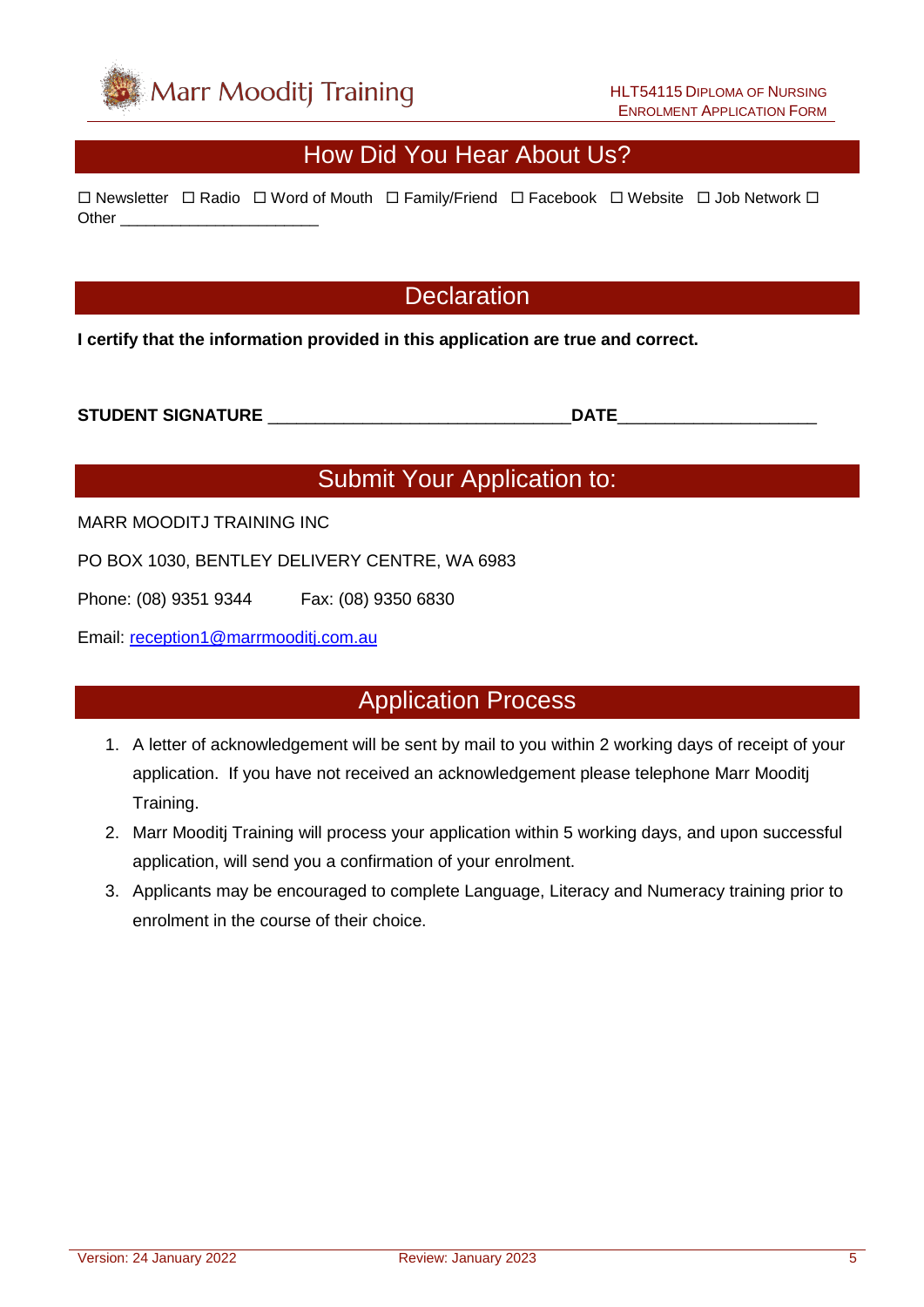## How Did You Hear About Us?

☐ Newsletter ☐ Radio ☐ Word of Mouth ☐ Family/Friend ☐ Facebook ☐ Website ☐ Job Network ☐ Other ______________________

## Declaration

**I certify that the information provided in this application are true and correct.**

**STUDENT SIGNATURE** _______________________________**DATE**___________________

## Submit Your Application to:

MARR MOODITJ TRAINING INC

PO BOX 1030, BENTLEY DELIVERY CENTRE, WA 6983

Phone: (08) 9351 9344 Fax: (08) 9350 6830

Email: reception1@marrmooditj.com.au

## Application Process

1. A letter of acknowledgement will be sent by mail to you within 2 working days of receipt of your application. If you have not received an acknowledgement please telephone Marr Mooditj Training.
2. Marr Mooditj Training will process your application within 5 working days, and upon successful application, will send you a confirmation of your enrolment.
3. Applicants may be encouraged to complete Language, Literacy and Numeracy training prior to enrolment in the course of their choice.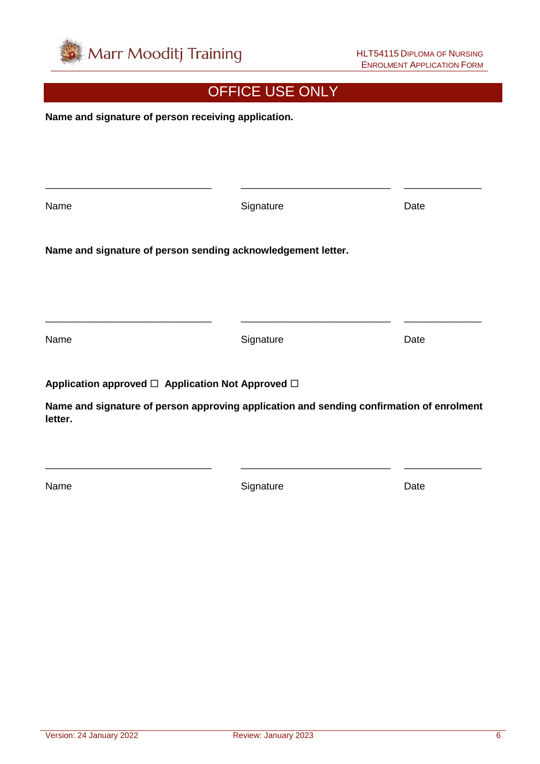## OFFICE USE ONLY

**Name and signature of person receiving application.**

\_\_\_\_\_\_\_\_\_\_\_\_\_\_\_\_\_\_\_\_\_\_\_\_\_\_\_\_\_\_ \_\_\_\_\_\_\_\_\_\_\_\_\_\_\_\_\_\_\_\_\_\_\_\_\_\_\_ \_\_\_\_\_\_\_\_\_\_\_\_\_\_

Name Signature Date

**Name and signature of person sending acknowledgement letter.**

\_\_\_\_\_\_\_\_\_\_\_\_\_\_\_\_\_\_\_\_\_\_\_\_\_\_\_\_\_\_ \_\_\_\_\_\_\_\_\_\_\_\_\_\_\_\_\_\_\_\_\_\_\_\_\_\_\_ \_\_\_\_\_\_\_\_\_\_\_\_\_\_

Name Signature Date

**Application approved ☐ Application Not Approved ☐**

**Name and signature of person approving application and sending confirmation of enrolment letter.**

\_\_\_\_\_\_\_\_\_\_\_\_\_\_\_\_\_\_\_\_\_\_\_\_\_\_\_\_\_\_ \_\_\_\_\_\_\_\_\_\_\_\_\_\_\_\_\_\_\_\_\_\_\_\_\_\_\_ \_\_\_\_\_\_\_\_\_\_\_\_\_\_

Name Signature Date